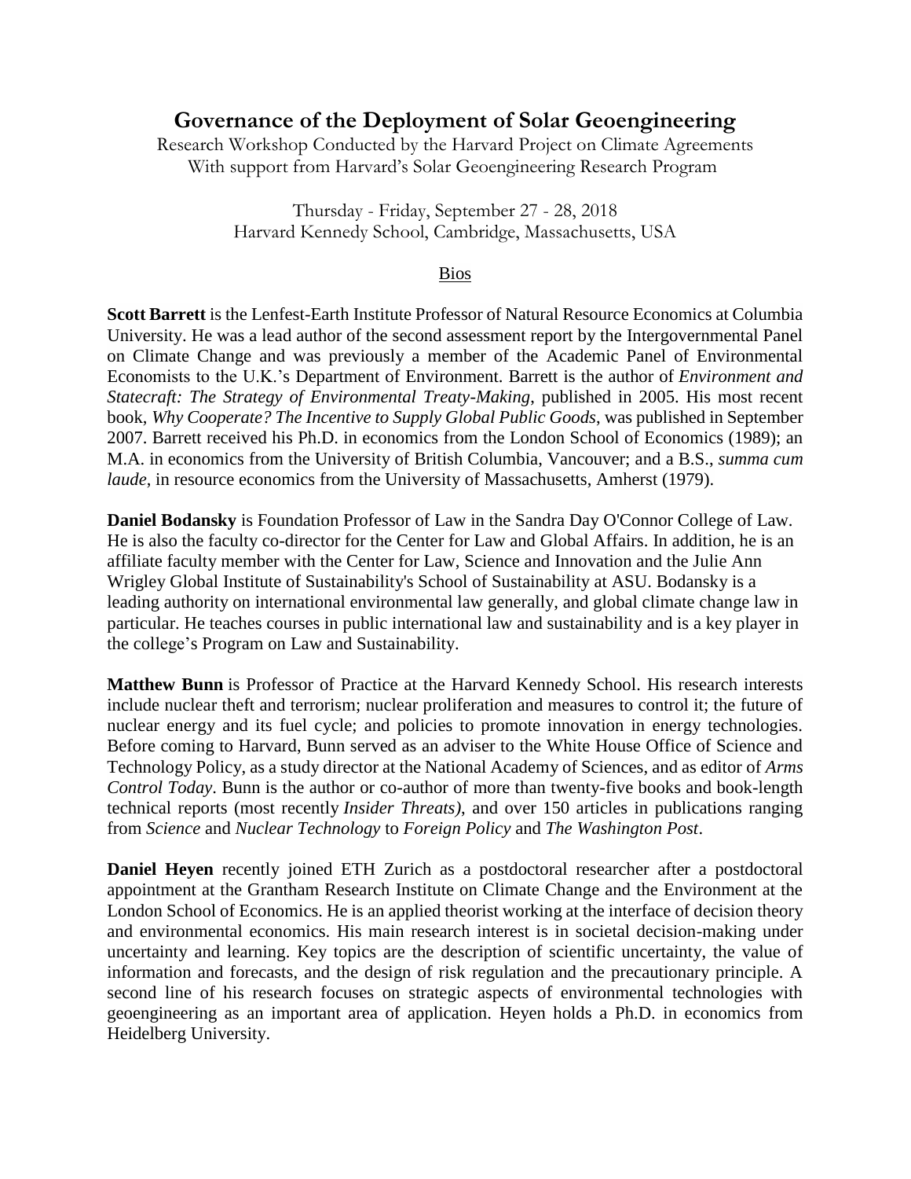# Governance of the Deployment of Solar Geoengineering

Research Workshop Conducted by the Harvard Project on Climate Agreements
With support from Harvard's Solar Geoengineering Research Program

Thursday - Friday, September 27 - 28, 2018
Harvard Kennedy School, Cambridge, Massachusetts, USA

## Bios

**Scott Barrett** is the Lenfest-Earth Institute Professor of Natural Resource Economics at Columbia University. He was a lead author of the second assessment report by the Intergovernmental Panel on Climate Change and was previously a member of the Academic Panel of Environmental Economists to the U.K.'s Department of Environment. Barrett is the author of *Environment and Statecraft: The Strategy of Environmental Treaty-Making*, published in 2005. His most recent book, *Why Cooperate? The Incentive to Supply Global Public Goods*, was published in September 2007. Barrett received his Ph.D. in economics from the London School of Economics (1989); an M.A. in economics from the University of British Columbia, Vancouver; and a B.S., *summa cum laude*, in resource economics from the University of Massachusetts, Amherst (1979).

**Daniel Bodansky** is Foundation Professor of Law in the Sandra Day O'Connor College of Law. He is also the faculty co-director for the Center for Law and Global Affairs. In addition, he is an affiliate faculty member with the Center for Law, Science and Innovation and the Julie Ann Wrigley Global Institute of Sustainability's School of Sustainability at ASU. Bodansky is a leading authority on international environmental law generally, and global climate change law in particular. He teaches courses in public international law and sustainability and is a key player in the college's Program on Law and Sustainability.

**Matthew Bunn** is Professor of Practice at the Harvard Kennedy School. His research interests include nuclear theft and terrorism; nuclear proliferation and measures to control it; the future of nuclear energy and its fuel cycle; and policies to promote innovation in energy technologies. Before coming to Harvard, Bunn served as an adviser to the White House Office of Science and Technology Policy, as a study director at the National Academy of Sciences, and as editor of *Arms Control Today*. Bunn is the author or co-author of more than twenty-five books and book-length technical reports (most recently *Insider Threats)*, and over 150 articles in publications ranging from *Science* and *Nuclear Technology* to *Foreign Policy* and *The Washington Post*.

**Daniel Heyen** recently joined ETH Zurich as a postdoctoral researcher after a postdoctoral appointment at the Grantham Research Institute on Climate Change and the Environment at the London School of Economics. He is an applied theorist working at the interface of decision theory and environmental economics. His main research interest is in societal decision-making under uncertainty and learning. Key topics are the description of scientific uncertainty, the value of information and forecasts, and the design of risk regulation and the precautionary principle. A second line of his research focuses on strategic aspects of environmental technologies with geoengineering as an important area of application. Heyen holds a Ph.D. in economics from Heidelberg University.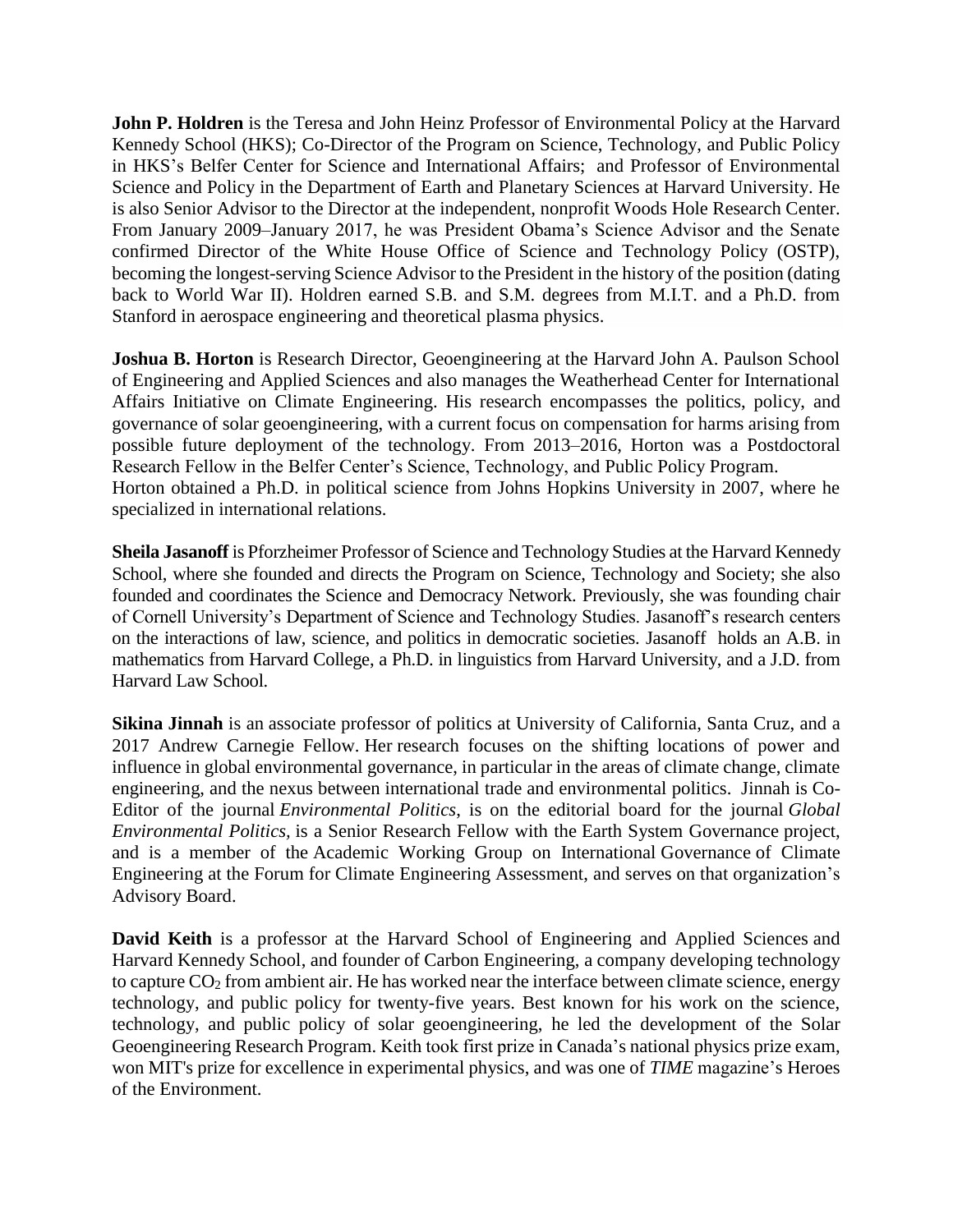**John P. Holdren** is the Teresa and John Heinz Professor of Environmental Policy at the Harvard Kennedy School (HKS); Co-Director of the Program on Science, Technology, and Public Policy in HKS's Belfer Center for Science and International Affairs; and Professor of Environmental Science and Policy in the Department of Earth and Planetary Sciences at Harvard University. He is also Senior Advisor to the Director at the independent, nonprofit Woods Hole Research Center. From January 2009–January 2017, he was President Obama's Science Advisor and the Senate confirmed Director of the White House Office of Science and Technology Policy (OSTP), becoming the longest-serving Science Advisor to the President in the history of the position (dating back to World War II). Holdren earned S.B. and S.M. degrees from M.I.T. and a Ph.D. from Stanford in aerospace engineering and theoretical plasma physics.

**Joshua B. Horton** is Research Director, Geoengineering at the Harvard John A. Paulson School of Engineering and Applied Sciences and also manages the Weatherhead Center for International Affairs Initiative on Climate Engineering. His research encompasses the politics, policy, and governance of solar geoengineering, with a current focus on compensation for harms arising from possible future deployment of the technology. From 2013–2016, Horton was a Postdoctoral Research Fellow in the Belfer Center's Science, Technology, and Public Policy Program. Horton obtained a Ph.D. in political science from Johns Hopkins University in 2007, where he specialized in international relations.

**Sheila Jasanoff** is Pforzheimer Professor of Science and Technology Studies at the Harvard Kennedy School, where she founded and directs the Program on Science, Technology and Society; she also founded and coordinates the Science and Democracy Network. Previously, she was founding chair of Cornell University's Department of Science and Technology Studies. Jasanoff's research centers on the interactions of law, science, and politics in democratic societies. Jasanoff holds an A.B. in mathematics from Harvard College, a Ph.D. in linguistics from Harvard University, and a J.D. from Harvard Law School.

**Sikina Jinnah** is an associate professor of politics at University of California, Santa Cruz, and a 2017 Andrew Carnegie Fellow. Her research focuses on the shifting locations of power and influence in global environmental governance, in particular in the areas of climate change, climate engineering, and the nexus between international trade and environmental politics. Jinnah is Co-Editor of the journal *Environmental Politics*, is on the editorial board for the journal *Global Environmental Politics,* is a Senior Research Fellow with the Earth System Governance project, and is a member of the Academic Working Group on International Governance of Climate Engineering at the Forum for Climate Engineering Assessment, and serves on that organization's Advisory Board.

**David Keith** is a professor at the Harvard School of Engineering and Applied Sciences and Harvard Kennedy School, and founder of Carbon Engineering, a company developing technology to capture $CO_2$ from ambient air. He has worked near the interface between climate science, energy technology, and public policy for twenty-five years. Best known for his work on the science, technology, and public policy of solar geoengineering, he led the development of the Solar Geoengineering Research Program. Keith took first prize in Canada's national physics prize exam, won MIT's prize for excellence in experimental physics, and was one of *TIME* magazine's Heroes of the Environment.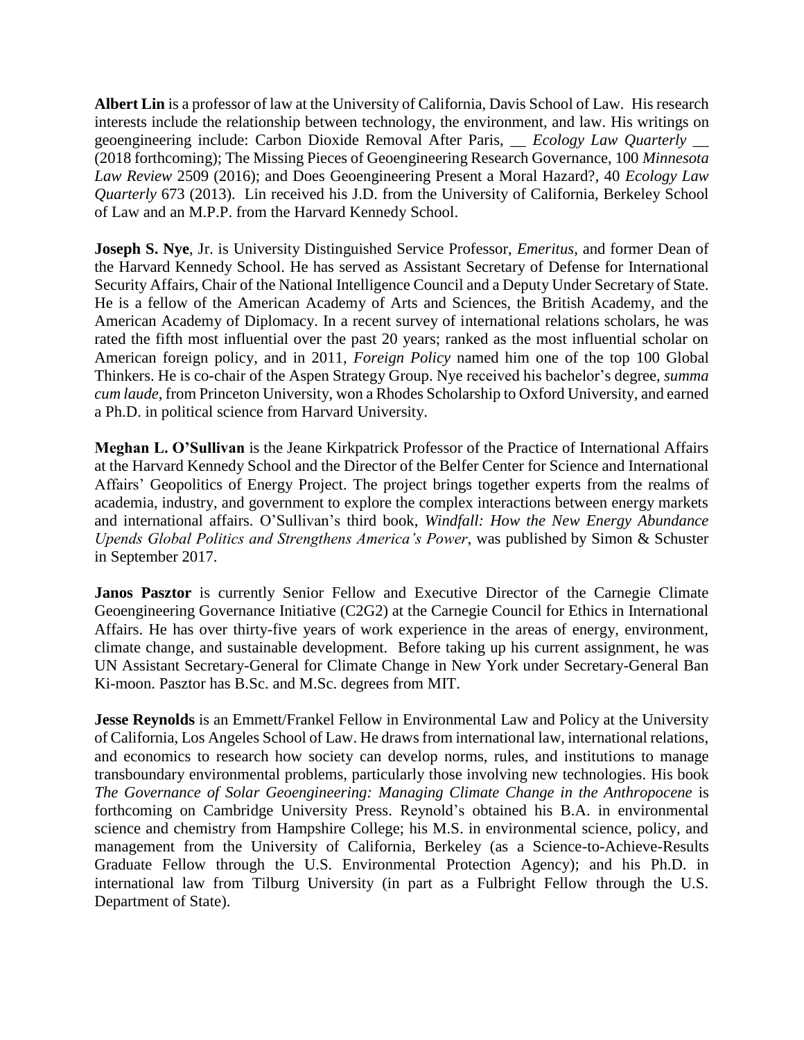**Albert Lin** is a professor of law at the University of California, Davis School of Law. His research interests include the relationship between technology, the environment, and law. His writings on geoengineering include: Carbon Dioxide Removal After Paris, __ *Ecology Law Quarterly* __ (2018 forthcoming); The Missing Pieces of Geoengineering Research Governance, 100 *Minnesota Law Review* 2509 (2016); and Does Geoengineering Present a Moral Hazard?, 40 *Ecology Law Quarterly* 673 (2013). Lin received his J.D. from the University of California, Berkeley School of Law and an M.P.P. from the Harvard Kennedy School.

**Joseph S. Nye**, Jr. is University Distinguished Service Professor, *Emeritus*, and former Dean of the Harvard Kennedy School. He has served as Assistant Secretary of Defense for International Security Affairs, Chair of the National Intelligence Council and a Deputy Under Secretary of State. He is a fellow of the American Academy of Arts and Sciences, the British Academy, and the American Academy of Diplomacy. In a recent survey of international relations scholars, he was rated the fifth most influential over the past 20 years; ranked as the most influential scholar on American foreign policy, and in 2011, *Foreign Policy* named him one of the top 100 Global Thinkers. He is co-chair of the Aspen Strategy Group. Nye received his bachelor's degree, *summa cum laude*, from Princeton University, won a Rhodes Scholarship to Oxford University, and earned a Ph.D. in political science from Harvard University.

**Meghan L. O'Sullivan** is the Jeane Kirkpatrick Professor of the Practice of International Affairs at the Harvard Kennedy School and the Director of the Belfer Center for Science and International Affairs' Geopolitics of Energy Project. The project brings together experts from the realms of academia, industry, and government to explore the complex interactions between energy markets and international affairs. O'Sullivan's third book, *Windfall: How the New Energy Abundance Upends Global Politics and Strengthens America's Power*, was published by Simon & Schuster in September 2017.

**Janos Pasztor** is currently Senior Fellow and Executive Director of the Carnegie Climate Geoengineering Governance Initiative (C2G2) at the Carnegie Council for Ethics in International Affairs. He has over thirty-five years of work experience in the areas of energy, environment, climate change, and sustainable development. Before taking up his current assignment, he was UN Assistant Secretary-General for Climate Change in New York under Secretary-General Ban Ki-moon. Pasztor has B.Sc. and M.Sc. degrees from MIT.

**Jesse Reynolds** is an Emmett/Frankel Fellow in Environmental Law and Policy at the University of California, Los Angeles School of Law. He draws from international law, international relations, and economics to research how society can develop norms, rules, and institutions to manage transboundary environmental problems, particularly those involving new technologies. His book *The Governance of Solar Geoengineering: Managing Climate Change in the Anthropocene* is forthcoming on Cambridge University Press. Reynold's obtained his B.A. in environmental science and chemistry from Hampshire College; his M.S. in environmental science, policy, and management from the University of California, Berkeley (as a Science-to-Achieve-Results Graduate Fellow through the U.S. Environmental Protection Agency); and his Ph.D. in international law from Tilburg University (in part as a Fulbright Fellow through the U.S. Department of State).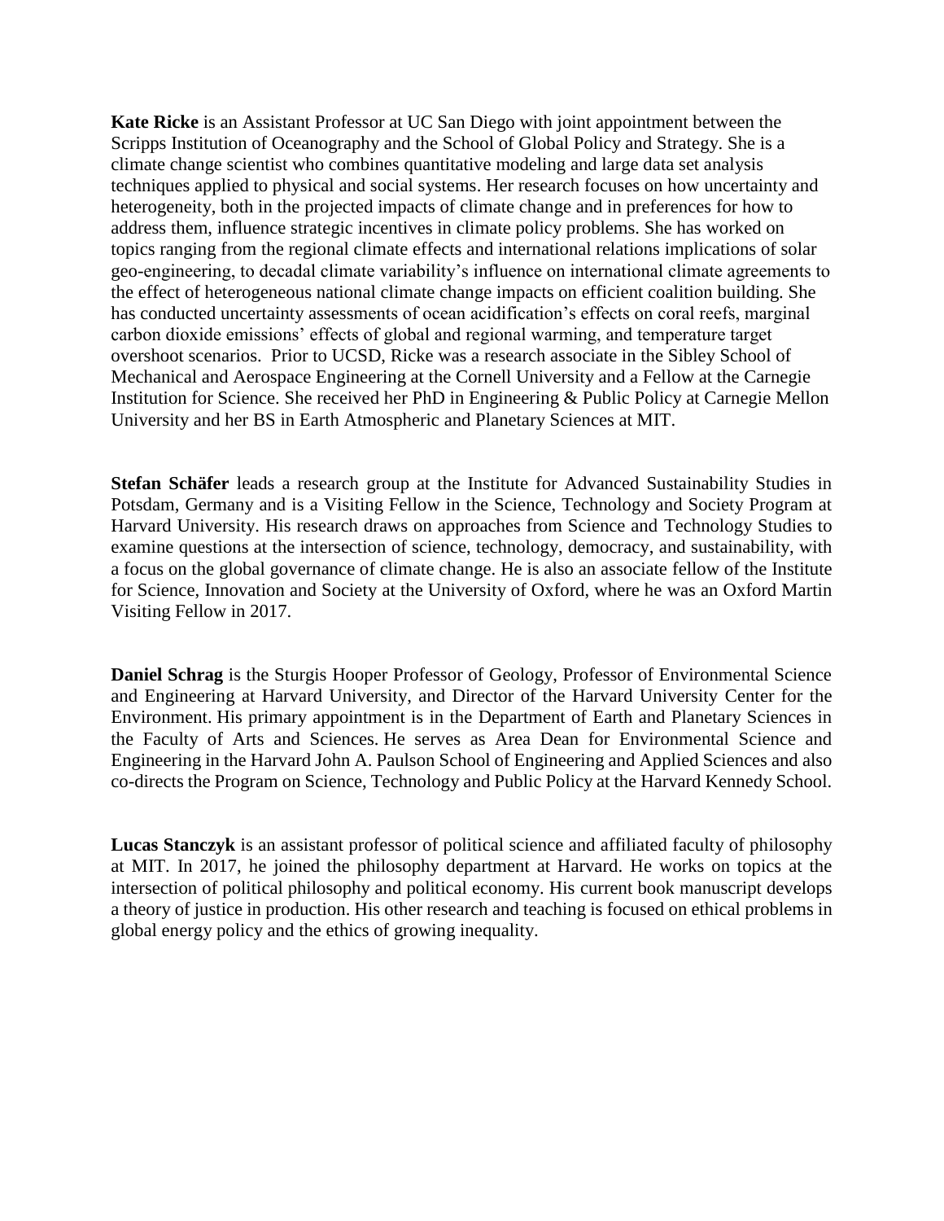**Kate Ricke** is an Assistant Professor at UC San Diego with joint appointment between the Scripps Institution of Oceanography and the School of Global Policy and Strategy. She is a climate change scientist who combines quantitative modeling and large data set analysis techniques applied to physical and social systems. Her research focuses on how uncertainty and heterogeneity, both in the projected impacts of climate change and in preferences for how to address them, influence strategic incentives in climate policy problems. She has worked on topics ranging from the regional climate effects and international relations implications of solar geo-engineering, to decadal climate variability's influence on international climate agreements to the effect of heterogeneous national climate change impacts on efficient coalition building. She has conducted uncertainty assessments of ocean acidification's effects on coral reefs, marginal carbon dioxide emissions' effects of global and regional warming, and temperature target overshoot scenarios. Prior to UCSD, Ricke was a research associate in the Sibley School of Mechanical and Aerospace Engineering at the Cornell University and a Fellow at the Carnegie Institution for Science. She received her PhD in Engineering & Public Policy at Carnegie Mellon University and her BS in Earth Atmospheric and Planetary Sciences at MIT.

**Stefan Schäfer** leads a research group at the Institute for Advanced Sustainability Studies in Potsdam, Germany and is a Visiting Fellow in the Science, Technology and Society Program at Harvard University. His research draws on approaches from Science and Technology Studies to examine questions at the intersection of science, technology, democracy, and sustainability, with a focus on the global governance of climate change. He is also an associate fellow of the Institute for Science, Innovation and Society at the University of Oxford, where he was an Oxford Martin Visiting Fellow in 2017.

**Daniel Schrag** is the Sturgis Hooper Professor of Geology, Professor of Environmental Science and Engineering at Harvard University, and Director of the Harvard University Center for the Environment. His primary appointment is in the Department of Earth and Planetary Sciences in the Faculty of Arts and Sciences. He serves as Area Dean for Environmental Science and Engineering in the Harvard John A. Paulson School of Engineering and Applied Sciences and also co-directs the Program on Science, Technology and Public Policy at the Harvard Kennedy School.

**Lucas Stanczyk** is an assistant professor of political science and affiliated faculty of philosophy at MIT. In 2017, he joined the philosophy department at Harvard. He works on topics at the intersection of political philosophy and political economy. His current book manuscript develops a theory of justice in production. His other research and teaching is focused on ethical problems in global energy policy and the ethics of growing inequality.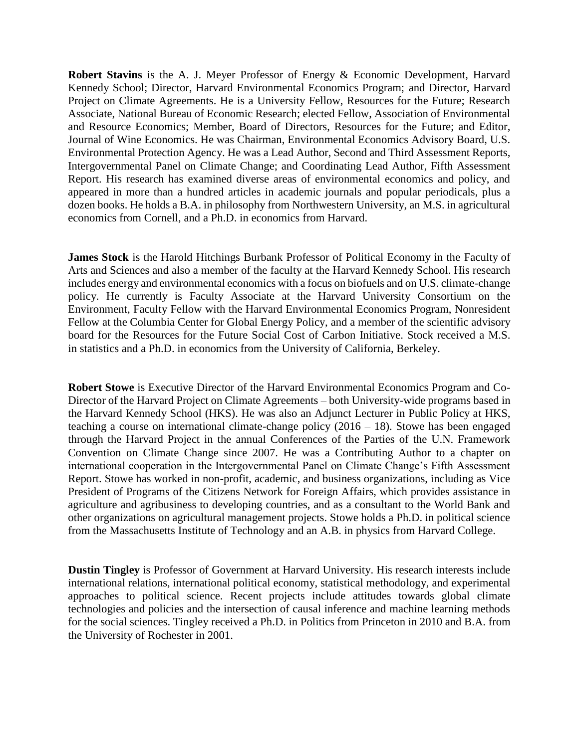**Robert Stavins** is the A. J. Meyer Professor of Energy & Economic Development, Harvard Kennedy School; Director, Harvard Environmental Economics Program; and Director, Harvard Project on Climate Agreements. He is a University Fellow, Resources for the Future; Research Associate, National Bureau of Economic Research; elected Fellow, Association of Environmental and Resource Economics; Member, Board of Directors, Resources for the Future; and Editor, Journal of Wine Economics. He was Chairman, Environmental Economics Advisory Board, U.S. Environmental Protection Agency. He was a Lead Author, Second and Third Assessment Reports, Intergovernmental Panel on Climate Change; and Coordinating Lead Author, Fifth Assessment Report. His research has examined diverse areas of environmental economics and policy, and appeared in more than a hundred articles in academic journals and popular periodicals, plus a dozen books. He holds a B.A. in philosophy from Northwestern University, an M.S. in agricultural economics from Cornell, and a Ph.D. in economics from Harvard.

**James Stock** is the Harold Hitchings Burbank Professor of Political Economy in the Faculty of Arts and Sciences and also a member of the faculty at the Harvard Kennedy School. His research includes energy and environmental economics with a focus on biofuels and on U.S. climate-change policy. He currently is Faculty Associate at the Harvard University Consortium on the Environment, Faculty Fellow with the Harvard Environmental Economics Program, Nonresident Fellow at the Columbia Center for Global Energy Policy, and a member of the scientific advisory board for the Resources for the Future Social Cost of Carbon Initiative. Stock received a M.S. in statistics and a Ph.D. in economics from the University of California, Berkeley.

**Robert Stowe** is Executive Director of the Harvard Environmental Economics Program and Co-Director of the Harvard Project on Climate Agreements – both University-wide programs based in the Harvard Kennedy School (HKS). He was also an Adjunct Lecturer in Public Policy at HKS, teaching a course on international climate-change policy (2016 – 18). Stowe has been engaged through the Harvard Project in the annual Conferences of the Parties of the U.N. Framework Convention on Climate Change since 2007. He was a Contributing Author to a chapter on international cooperation in the Intergovernmental Panel on Climate Change's Fifth Assessment Report. Stowe has worked in non-profit, academic, and business organizations, including as Vice President of Programs of the Citizens Network for Foreign Affairs, which provides assistance in agriculture and agribusiness to developing countries, and as a consultant to the World Bank and other organizations on agricultural management projects. Stowe holds a Ph.D. in political science from the Massachusetts Institute of Technology and an A.B. in physics from Harvard College.

**Dustin Tingley** is Professor of Government at Harvard University. His research interests include international relations, international political economy, statistical methodology, and experimental approaches to political science. Recent projects include attitudes towards global climate technologies and policies and the intersection of causal inference and machine learning methods for the social sciences. Tingley received a Ph.D. in Politics from Princeton in 2010 and B.A. from the University of Rochester in 2001.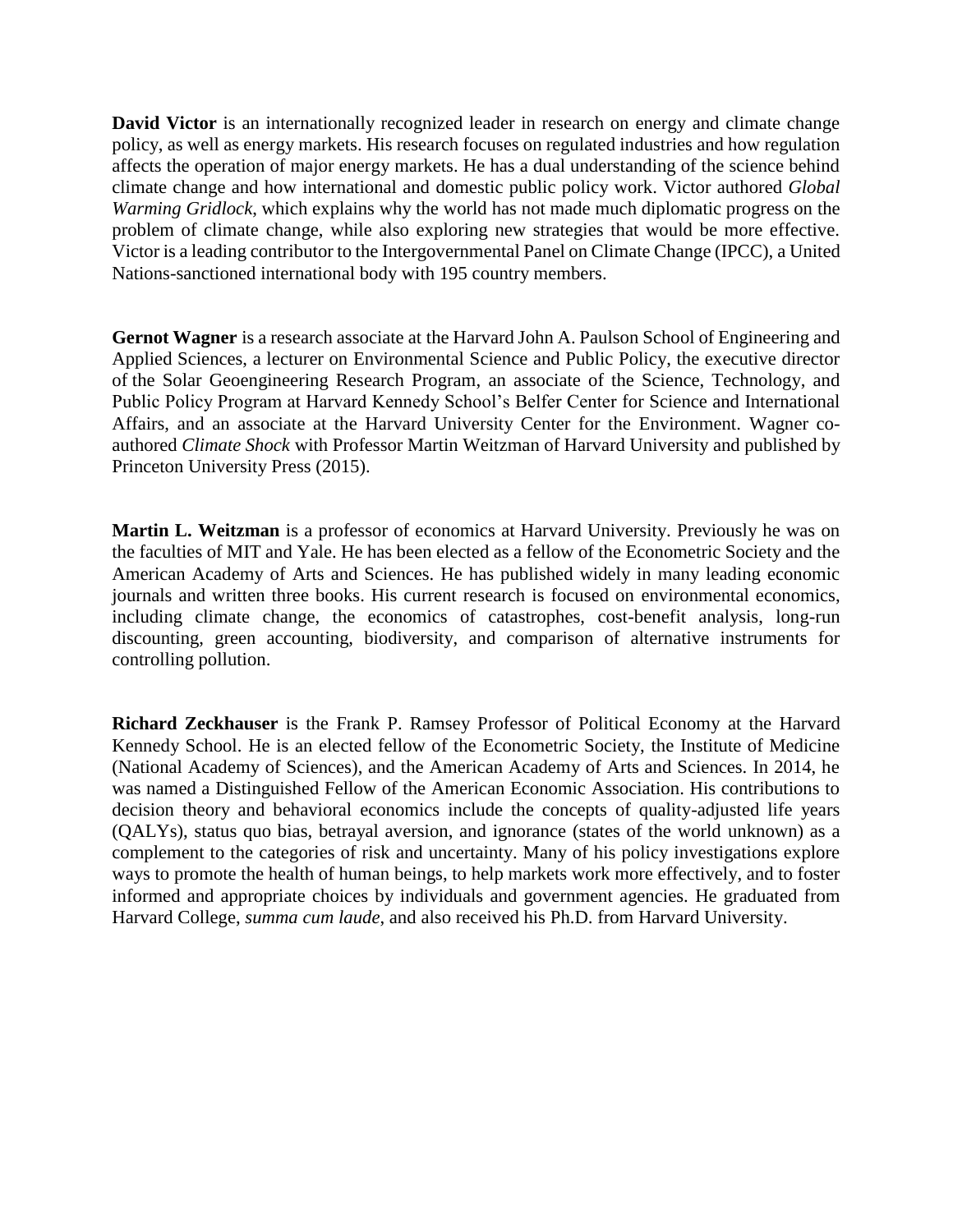**David Victor** is an internationally recognized leader in research on energy and climate change policy, as well as energy markets. His research focuses on regulated industries and how regulation affects the operation of major energy markets. He has a dual understanding of the science behind climate change and how international and domestic public policy work. Victor authored *Global Warming Gridlock*, which explains why the world has not made much diplomatic progress on the problem of climate change, while also exploring new strategies that would be more effective. Victor is a leading contributor to the Intergovernmental Panel on Climate Change (IPCC), a United Nations-sanctioned international body with 195 country members.

**Gernot Wagner** is a research associate at the Harvard John A. Paulson School of Engineering and Applied Sciences, a lecturer on Environmental Science and Public Policy, the executive director of the Solar Geoengineering Research Program, an associate of the Science, Technology, and Public Policy Program at Harvard Kennedy School's Belfer Center for Science and International Affairs, and an associate at the Harvard University Center for the Environment. Wagner co-authored *Climate Shock* with Professor Martin Weitzman of Harvard University and published by Princeton University Press (2015).

**Martin L. Weitzman** is a professor of economics at Harvard University. Previously he was on the faculties of MIT and Yale. He has been elected as a fellow of the Econometric Society and the American Academy of Arts and Sciences. He has published widely in many leading economic journals and written three books. His current research is focused on environmental economics, including climate change, the economics of catastrophes, cost-benefit analysis, long-run discounting, green accounting, biodiversity, and comparison of alternative instruments for controlling pollution.

**Richard Zeckhauser** is the Frank P. Ramsey Professor of Political Economy at the Harvard Kennedy School. He is an elected fellow of the Econometric Society, the Institute of Medicine (National Academy of Sciences), and the American Academy of Arts and Sciences. In 2014, he was named a Distinguished Fellow of the American Economic Association. His contributions to decision theory and behavioral economics include the concepts of quality-adjusted life years (QALYs), status quo bias, betrayal aversion, and ignorance (states of the world unknown) as a complement to the categories of risk and uncertainty. Many of his policy investigations explore ways to promote the health of human beings, to help markets work more effectively, and to foster informed and appropriate choices by individuals and government agencies. He graduated from Harvard College, *summa cum laude*, and also received his Ph.D. from Harvard University.